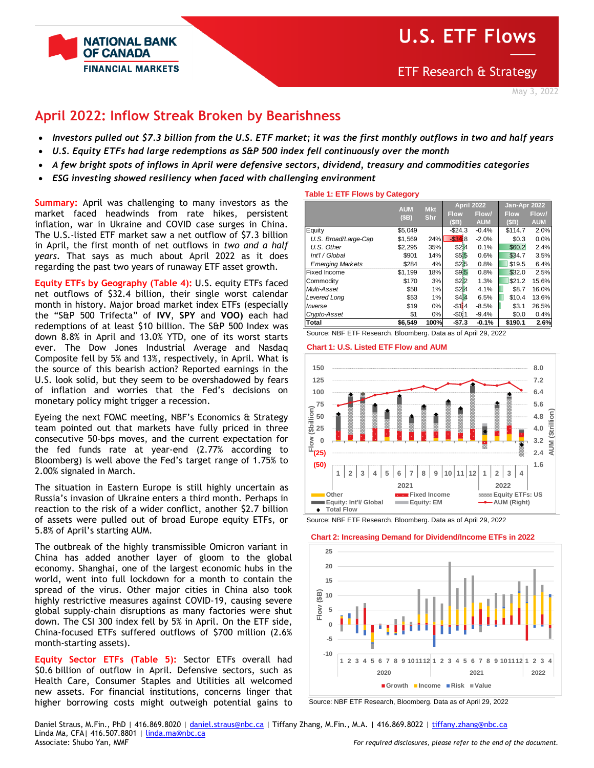# U.S. ETF Flows

ETF Research & Strategy

May 3, 2022

## April 2022: Inflow Streak Broken by Bearishness

- *Investors pulled out $7.3 billion from the U.S. ETF market; it was the first monthly outflows in two and half years*
- *U.S. Equity ETFs had large redemptions as S&P 500 index fell continuously over the month*
- *A few bright spots of inflows in April were defensive sectors, dividend, treasury and commodities categories*
- *ESG investing showed resiliency when faced with challenging environment*

**Summary:** April was challenging to many investors as the market faced headwinds from rate hikes, persistent inflation, war in Ukraine and COVID case surges in China. The U.S.-listed ETF market saw a net outflow of $7.3 billion in April, the first month of net outflows in *two and a half years*. That says as much about April 2022 as it does regarding the past two years of runaway ETF asset growth.

**Equity ETFs by Geography (Table 4):** U.S. equity ETFs faced net outflows of $32.4 billion, their single worst calendar month in history. Major broad market index ETFs (especially the "S&P 500 Trifecta" of **IVV**, **SPY** and **VOO)** each had redemptions of at least $10 billion. The S&P 500 Index was down 8.8% in April and 13.0% YTD, one of its worst starts ever. The Dow Jones Industrial Average and Nasdaq Composite fell by 5% and 13%, respectively, in April. What is the source of this bearish action? Reported earnings in the U.S. look solid, but they seem to be overshadowed by fears of inflation and worries that the Fed's decisions on monetary policy might trigger a recession.

Eyeing the next FOMC meeting, NBF's Economics & Strategy team pointed out that markets have fully priced in three consecutive 50-bps moves, and the current expectation for the fed funds rate at year-end (2.77% according to Bloomberg) is well above the Fed's target range of 1.75% to 2.00% signaled in March.

The situation in Eastern Europe is still highly uncertain as Russia's invasion of Ukraine enters a third month. Perhaps in reaction to the risk of a wider conflict, another $2.7 billion of assets were pulled out of broad Europe equity ETFs, or 5.8% of April's starting AUM.

The outbreak of the highly transmissible Omicron variant in China has added another layer of gloom to the global economy. Shanghai, one of the largest economic hubs in the world, went into full lockdown for a month to contain the spread of the virus. Other major cities in China also took highly restrictive measures against COVID-19, causing severe global supply-chain disruptions as many factories were shut down. The CSI 300 index fell by 5% in April. On the ETF side, China-focused ETFs suffered outflows of $700 million (2.6% month-starting assets).

**Equity Sector ETFs (Table 5):** Sector ETFs overall had $0.6 billion of outflow in April. Defensive sectors, such as Health Care, Consumer Staples and Utilities all welcomed new assets. For financial institutions, concerns linger that higher borrowing costs might outweigh potential gains to

**Table 1: ETF Flows by Category**

| | AUM ($B) | Mkt Shr | April 2022 | | Jan-Apr 2022 | |
|---|---|---|---|---|---|---|
| | | | Flow ($B) | Flow/ AUM | Flow ($B) | Flow/ AUM |
| Equity | $5,049 | | -$24.3 | -0.4% | $114.7 | 2.0% |
| *U.S. Broad/Large-Cap* | $1,569 | 24% | -$34.8 | -2.0% | $0.3 | 0.0% |
| *U.S. Other* | $2,295 | 35% | $2.4 | 0.1% | $60.2 | 2.4% |
| *Int'l / Global* | $901 | 14% | $5.5 | 0.6% | $34.7 | 3.5% |
| *Emerging Markets* | $284 | 4% | $2.5 | 0.8% | $19.5 | 6.4% |
| Fixed Income | $1,199 | 18% | $9.5 | 0.8% | $32.0 | 2.5% |
| Commodity | $170 | 3% | $2.2 | 1.3% | $21.2 | 15.6% |
| *Multi-Asset* | $58 | 1% | $2.4 | 4.1% | $8.7 | 16.0% |
| *Levered Long* | $53 | 1% | $4.4 | 6.5% | $10.4 | 13.6% |
| *Inverse* | $19 | 0% | -$1.4 | -8.5% | $3.1 | 26.5% |
| *Crypto-Asset* | $1 | 0% | -$0.1 | -9.4% | $0.0 | 0.4% |
| **Total** | **$6,549** | **100%** | **-$7.3** | **-0.1%** | **$190.1** | **2.6%** |

Source: NBF ETF Research, Bloomberg. Data as of April 29, 2022

**Chart 1: U.S. Listed ETF Flow and AUM**

Source: NBF ETF Research, Bloomberg. Data as of April 29, 2022

**Chart 2: Increasing Demand for Dividend/Income ETFs in 2022**

Source: NBF ETF Research, Bloomberg. Data as of April 29, 2022

Daniel Straus, M.Fin., PhD | 416.869.8020 | daniel.straus@nbc.ca | Tiffany Zhang, M.Fin., M.A. | 416.869.8022 | tiffany.zhang@nbc.ca
Linda Ma, CFA| 416.507.8801 | linda.ma@nbc.ca
Associate: Shubo Yan, MMF

*For required disclosures, please refer to the end of the document.*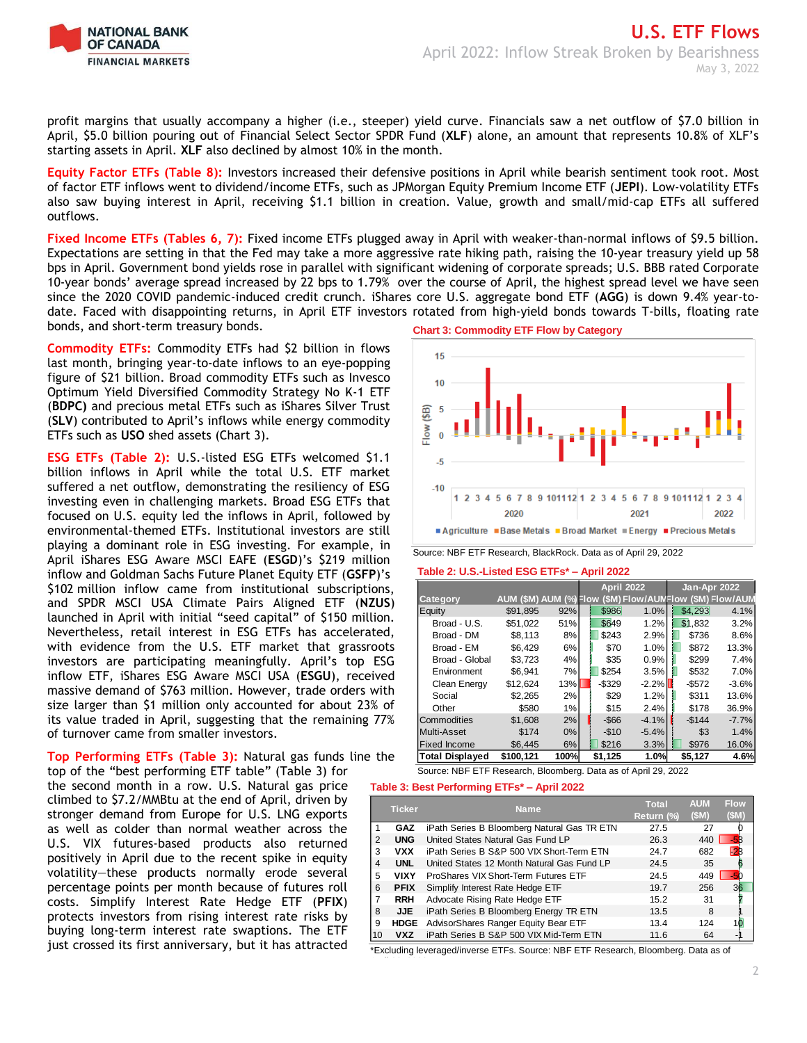profit margins that usually accompany a higher (i.e., steeper) yield curve. Financials saw a net outflow of $7.0 billion in April, $5.0 billion pouring out of Financial Select Sector SPDR Fund (**XLF**) alone, an amount that represents 10.8% of XLF's starting assets in April. **XLF** also declined by almost 10% in the month.

**Equity Factor ETFs (Table 8):** Investors increased their defensive positions in April while bearish sentiment took root. Most of factor ETF inflows went to dividend/income ETFs, such as JPMorgan Equity Premium Income ETF (**JEPI**). Low-volatility ETFs also saw buying interest in April, receiving $1.1 billion in creation. Value, growth and small/mid-cap ETFs all suffered outflows.

**Fixed Income ETFs (Tables 6, 7):** Fixed income ETFs plugged away in April with weaker-than-normal inflows of $9.5 billion. Expectations are setting in that the Fed may take a more aggressive rate hiking path, raising the 10-year treasury yield up 58 bps in April. Government bond yields rose in parallel with significant widening of corporate spreads; U.S. BBB rated Corporate 10-year bonds' average spread increased by 22 bps to 1.79% over the course of April, the highest spread level we have seen since the 2020 COVID pandemic-induced credit crunch. iShares core U.S. aggregate bond ETF (**AGG**) is down 9.4% year-to-date. Faced with disappointing returns, in April ETF investors rotated from high-yield bonds towards T-bills, floating rate bonds, and short-term treasury bonds.

**Commodity ETFs:** Commodity ETFs had $2 billion in flows last month, bringing year-to-date inflows to an eye-popping figure of $21 billion. Broad commodity ETFs such as Invesco Optimum Yield Diversified Commodity Strategy No K-1 ETF (**BDPC**) and precious metal ETFs such as iShares Silver Trust (**SLV**) contributed to April's inflows while energy commodity ETFs such as **USO** shed assets (Chart 3).

**Chart 3: Commodity ETF Flow by Category**

Source: NBF ETF Research, BlackRock. Data as of April 29, 2022

**ESG ETFs (Table 2):** U.S.-listed ESG ETFs welcomed $1.1 billion inflows in April while the total U.S. ETF market suffered a net outflow, demonstrating the resiliency of ESG investing even in challenging markets. Broad ESG ETFs that focused on U.S. equity led the inflows in April, followed by environmental-themed ETFs. Institutional investors are still playing a dominant role in ESG investing. For example, in April iShares ESG Aware MSCI EAFE (**ESGD**)'s $219 million inflow and Goldman Sachs Future Planet Equity ETF (**GSFP**)'s $102 million inflow came from institutional subscriptions, and SPDR MSCI USA Climate Pairs Aligned ETF (**NZUS**) launched in April with initial "seed capital" of $150 million. Nevertheless, retail interest in ESG ETFs has accelerated, with evidence from the U.S. ETF market that grassroots investors are participating meaningfully. April's top ESG inflow ETF, iShares ESG Aware MSCI USA (**ESGU**), received massive demand of $763 million. However, trade orders with size larger than $1 million only accounted for about 23% of its value traded in April, suggesting that the remaining 77% of turnover came from smaller investors.

**Table 2: U.S.-Listed ESG ETFs* – April 2022**

| Category | AUM ($M) | AUM (%) | April 2022 Flow ($M) | April 2022 Flow/AUM | Jan-Apr 2022 Flow ($M) | Jan-Apr 2022 Flow/AUM |
|---|---|---|---|---|---|---|
| Equity | $91,895 | 92% | $986 | 1.0% | $4,293 | 4.1% |
| Broad - U.S. | $51,022 | 51% | $649 | 1.2% | $1,832 | 3.2% |
| Broad - DM | $8,113 | 8% | $243 | 2.9% | $736 | 8.6% |
| Broad - EM | $6,429 | 6% | $70 | 1.0% | $872 | 13.3% |
| Broad - Global | $3,723 | 4% | $35 | 0.9% | $299 | 7.4% |
| Environment | $6,941 | 7% | $254 | 3.5% | $532 | 7.0% |
| Clean Energy | $12,624 | 13% | -$329 | -2.2% | -$572 | -3.6% |
| Social | $2,265 | 2% | $29 | 1.2% | $311 | 13.6% |
| Other | $580 | 1% | $15 | 2.4% | $178 | 36.9% |
| Commodities | $1,608 | 2% | -$66 | -4.1% | -$144 | -7.7% |
| Multi-Asset | $174 | 0% | -$10 | -5.4% | $3 | 1.4% |
| Fixed Income | $6,445 | 6% | $216 | 3.3% | $976 | 16.0% |
| **Total Displayed** | **$100,121** | **100%** | **$1,125** | **1.0%** | **$5,127** | **4.6%** |

Source: NBF ETF Research, Bloomberg. Data as of April 29, 2022

**Top Performing ETFs (Table 3):** Natural gas funds line the top of the "best performing ETF table" (Table 3) for the second month in a row. U.S. Natural gas price climbed to $7.2/MMBtu at the end of April, driven by stronger demand from Europe for U.S. LNG exports as well as colder than normal weather across the U.S. VIX futures-based products also returned positively in April due to the recent spike in equity volatility—these products normally erode several percentage points per month because of futures roll costs. Simplify Interest Rate Hedge ETF (**PFIX**) protects investors from rising interest rate risks by buying long-term interest rate swaptions. The ETF just crossed its first anniversary, but it has attracted

**Table 3: Best Performing ETFs* – April 2022**

| | Ticker | Name | Total Return (%) | AUM ($M) | Flow ($M) |
|---|---|---|---|---|---|
| 1 | GAZ | iPath Series B Bloomberg Natural Gas TR ETN | 27.5 | 27 | 0 |
| 2 | UNG | United States Natural Gas Fund LP | 26.3 | 440 | -58 |
| 3 | VXX | iPath Series B S&P 500 VIX Short-Term ETN | 24.7 | 682 | -28 |
| 4 | UNL | United States 12 Month Natural Gas Fund LP | 24.5 | 35 | 6 |
| 5 | VIXY | ProShares VIX Short-Term Futures ETF | 24.5 | 449 | -50 |
| 6 | PFIX | Simplify Interest Rate Hedge ETF | 19.7 | 256 | 36 |
| 7 | RRH | Advocate Rising Rate Hedge ETF | 15.2 | 31 | 7 |
| 8 | JJE | iPath Series B Bloomberg Energy TR ETN | 13.5 | 8 | 1 |
| 9 | HDGE | AdvisorShares Ranger Equity Bear ETF | 13.4 | 124 | 10 |
| 10 | VXZ | iPath Series B S&P 500 VIX Mid-Term ETN | 11.6 | 64 | -1 |

*Excluding leveraged/inverse ETFs. Source: NBF ETF Research, Bloomberg. Data as of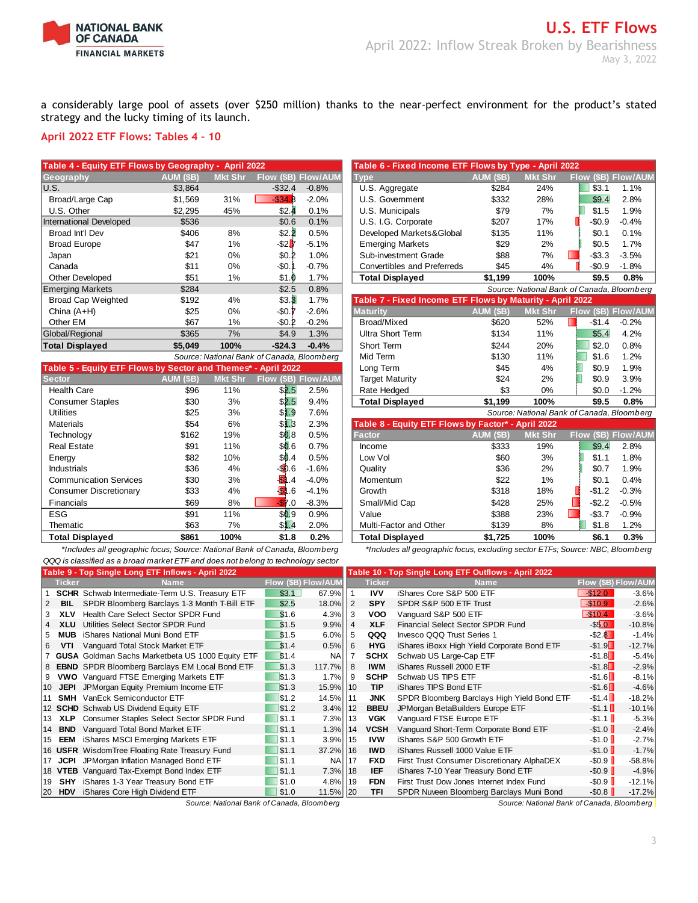a considerably large pool of assets (over $250 million) thanks to the near-perfect environment for the product's stated strategy and the lucky timing of its launch.

## April 2022 ETF Flows: Tables 4 – 10

**Table 4 - Equity ETF Flows by Geography - April 2022**

| Geography | AUM ($B) | Mkt Shr | Flow ($B) | Flow/AUM |
|---|---|---|---|---|
| U.S. | $3,864 | | -$32.4 | -0.8% |
| Broad/Large Cap | $1,569 | 31% | -$34.8 | -2.0% |
| U.S. Other | $2,295 | 45% | $2.4 | 0.1% |
| International Developed | $536 | | $0.6 | 0.1% |
| Broad Int'l Dev | $406 | 8% | $2.2 | 0.5% |
| Broad Europe | $47 | 1% | -$2.7 | -5.1% |
| Japan | $21 | 0% | $0.2 | 1.0% |
| Canada | $11 | 0% | -$0.1 | -0.7% |
| Other Developed | $51 | 1% | $1.0 | 1.7% |
| Emerging Markets | $284 | | $2.5 | 0.8% |
| Broad Cap Weighted | $192 | 4% | $3.3 | 1.7% |
| China (A+H) | $25 | 0% | -$0.7 | -2.6% |
| Other EM | $67 | 1% | -$0.2 | -0.2% |
| Global/Regional | $365 | 7% | $4.9 | 1.3% |
| **Total Displayed** | **$5,049** | **100%** | **-$24.3** | **-0.4%** |

*Source: National Bank of Canada, Bloomberg*

**Table 5 - Equity ETF Flows by Sector and Themes* - April 2022**

| Sector | AUM ($B) | Mkt Shr | Flow ($B) | Flow/AUM |
|---|---|---|---|---|
| Health Care | $96 | 11% | $2.5 | 2.5% |
| Consumer Staples | $30 | 3% | $2.5 | 9.4% |
| Utilities | $25 | 3% | $1.9 | 7.6% |
| Materials | $54 | 6% | $1.3 | 2.3% |
| Technology | $162 | 19% | $0.8 | 0.5% |
| Real Estate | $91 | 11% | $0.6 | 0.7% |
| Energy | $82 | 10% | $0.4 | 0.5% |
| Industrials | $36 | 4% | -$0.6 | -1.6% |
| Communication Services | $30 | 3% | -$1.4 | -4.0% |
| Consumer Discretionary | $33 | 4% | -$1.6 | -4.1% |
| Financials | $69 | 8% | -$7.0 | -8.3% |
| ESG | $91 | 11% | $0.9 | 0.9% |
| Thematic | $63 | 7% | $1.4 | 2.0% |
| **Total Displayed** | **$861** | **100%** | **$1.8** | **0.2%** |

*\*Includes all geographic focus; Source: National Bank of Canada, Bloomberg*

**Table 6 - Fixed Income ETF Flows by Type - April 2022**

| Type | AUM ($B) | Mkt Shr | Flow ($B) | Flow/AUM |
|---|---|---|---|---|
| U.S. Aggregate | $284 | 24% | $3.1 | 1.1% |
| U.S. Government | $332 | 28% | $9.4 | 2.8% |
| U.S. Municipals | $79 | 7% | $1.5 | 1.9% |
| U.S. I.G. Corporate | $207 | 17% | -$0.9 | -0.4% |
| Developed Markets&Global | $135 | 11% | $0.1 | 0.1% |
| Emerging Markets | $29 | 2% | $0.5 | 1.7% |
| Sub-investment Grade | $88 | 7% | -$3.3 | -3.5% |
| Convertibles and Preferreds | $45 | 4% | -$0.9 | -1.8% |
| **Total Displayed** | **$1,199** | **100%** | **$9.5** | **0.8%** |

*Source: National Bank of Canada, Bloomberg*

**Table 7 - Fixed Income ETF Flows by Maturity - April 2022**

| Maturity | AUM ($B) | Mkt Shr | Flow ($B) | Flow/AUM |
|---|---|---|---|---|
| Broad/Mixed | $620 | 52% | -$1.4 | -0.2% |
| Ultra Short Term | $134 | 11% | $5.4 | 4.2% |
| Short Term | $244 | 20% | $2.0 | 0.8% |
| Mid Term | $130 | 11% | $1.6 | 1.2% |
| Long Term | $45 | 4% | $0.9 | 1.9% |
| Target Maturity | $24 | 2% | $0.9 | 3.9% |
| Rate Hedged | $3 | 0% | $0.0 | -1.2% |
| **Total Displayed** | **$1,199** | **100%** | **$9.5** | **0.8%** |

*Source: National Bank of Canada, Bloomberg*

**Table 8 - Equity ETF Flows by Factor* - April 2022**

| Factor | AUM ($B) | Mkt Shr | Flow ($B) | Flow/AUM |
|---|---|---|---|---|
| Income | $333 | 19% | $9.4 | 2.8% |
| Low Vol | $60 | 3% | $1.1 | 1.8% |
| Quality | $36 | 2% | $0.7 | 1.9% |
| Momentum | $22 | 1% | $0.1 | 0.4% |
| Growth | $318 | 18% | -$1.2 | -0.3% |
| Small/Mid Cap | $428 | 25% | -$2.2 | -0.5% |
| Value | $388 | 23% | -$3.7 | -0.9% |
| Multi-Factor and Other | $139 | 8% | $1.8 | 1.2% |
| **Total Displayed** | **$1,725** | **100%** | **$6.1** | **0.3%** |

*\*Includes all geographic focus, excluding sector ETFs; Source: NBC, Bloomberg*

*QQQ is classified as a broad market ETF and does not belong to technology sector*

**Table 9 - Top Single Long ETF Inflows - April 2022**

| | Ticker | Name | Flow ($B) | Flow/AUM |
|---|---|---|---|---|
| 1 | **SCHR** | Schwab Intermediate-Term U.S. Treasury ETF | $3.1 | 67.9% |
| 2 | **BIL** | SPDR Bloomberg Barclays 1-3 Month T-Bill ETF | $2.5 | 18.0% |
| 3 | **XLV** | Health Care Select Sector SPDR Fund | $1.6 | 4.3% |
| 4 | **XLU** | Utilities Select Sector SPDR Fund | $1.5 | 9.9% |
| 5 | **MUB** | iShares National Muni Bond ETF | $1.5 | 6.0% |
| 6 | **VTI** | Vanguard Total Stock Market ETF | $1.4 | 0.5% |
| 7 | **GUSA** | Goldman Sachs Marketbeta US 1000 Equity ETF | $1.4 | NA |
| 8 | **EBND** | SPDR Bloomberg Barclays EM Local Bond ETF | $1.3 | 117.7% |
| 9 | **VWO** | Vanguard FTSE Emerging Markets ETF | $1.3 | 1.7% |
| 10 | **JEPI** | JPMorgan Equity Premium Income ETF | $1.3 | 15.9% |
| 11 | **SMH** | VanEck Semiconductor ETF | $1.2 | 14.5% |
| 12 | **SCHD** | Schwab US Dividend Equity ETF | $1.2 | 3.4% |
| 13 | **XLP** | Consumer Staples Select Sector SPDR Fund | $1.1 | 7.3% |
| 14 | **BND** | Vanguard Total Bond Market ETF | $1.1 | 1.3% |
| 15 | **EEM** | iShares MSCI Emerging Markets ETF | $1.1 | 3.9% |
| 16 | **USFR** | WisdomTree Floating Rate Treasury Fund | $1.1 | 37.2% |
| 17 | **JCPI** | JPMorgan Inflation Managed Bond ETF | $1.1 | NA |
| 18 | **VTEB** | Vanguard Tax-Exempt Bond Index ETF | $1.1 | 7.3% |
| 19 | **SHY** | iShares 1-3 Year Treasury Bond ETF | $1.0 | 4.8% |
| 20 | **HDV** | iShares Core High Dividend ETF | $1.0 | 11.5% |

*Source: National Bank of Canada, Bloomberg*

**Table 10 - Top Single Long ETF Outflows - April 2022**

| | Ticker | Name | Flow ($B) | Flow/AUM |
|---|---|---|---|---|
| 1 | **IVV** | iShares Core S&P 500 ETF | -$12.0 | -3.6% |
| 2 | **SPY** | SPDR S&P 500 ETF Trust | -$10.9 | -2.6% |
| 3 | **VOO** | Vanguard S&P 500 ETF | -$10.4 | -3.6% |
| 4 | **XLF** | Financial Select Sector SPDR Fund | -$5.0 | -10.8% |
| 5 | **QQQ** | Invesco QQQ Trust Series 1 | -$2.8 | -1.4% |
| 6 | **HYG** | iShares iBoxx High Yield Corporate Bond ETF | -$1.9 | -12.7% |
| 7 | **SCHX** | Schwab US Large-Cap ETF | -$1.8 | -5.4% |
| 8 | **IWM** | iShares Russell 2000 ETF | -$1.8 | -2.9% |
| 9 | **SCHP** | Schwab US TIPS ETF | -$1.6 | -8.1% |
| 10 | **TIP** | iShares TIPS Bond ETF | -$1.6 | -4.6% |
| 11 | **JNK** | SPDR Bloomberg Barclays High Yield Bond ETF | -$1.4 | -18.2% |
| 12 | **BBEU** | JPMorgan BetaBuilders Europe ETF | -$1.1 | -10.1% |
| 13 | **VGK** | Vanguard FTSE Europe ETF | -$1.1 | -5.3% |
| 14 | **VCSH** | Vanguard Short-Term Corporate Bond ETF | -$1.0 | -2.4% |
| 15 | **IVW** | iShares S&P 500 Growth ETF | -$1.0 | -2.7% |
| 16 | **IWD** | iShares Russell 1000 Value ETF | -$1.0 | -1.7% |
| 17 | **FXD** | First Trust Consumer Discretionary AlphaDEX | -$0.9 | -58.8% |
| 18 | **IEF** | iShares 7-10 Year Treasury Bond ETF | -$0.9 | -4.9% |
| 19 | **FDN** | First Trust Dow Jones Internet Index Fund | -$0.9 | -12.1% |
| 20 | **TFI** | SPDR Nuveen Bloomberg Barclays Muni Bond | -$0.8 | -17.2% |

*Source: National Bank of Canada, Bloomberg*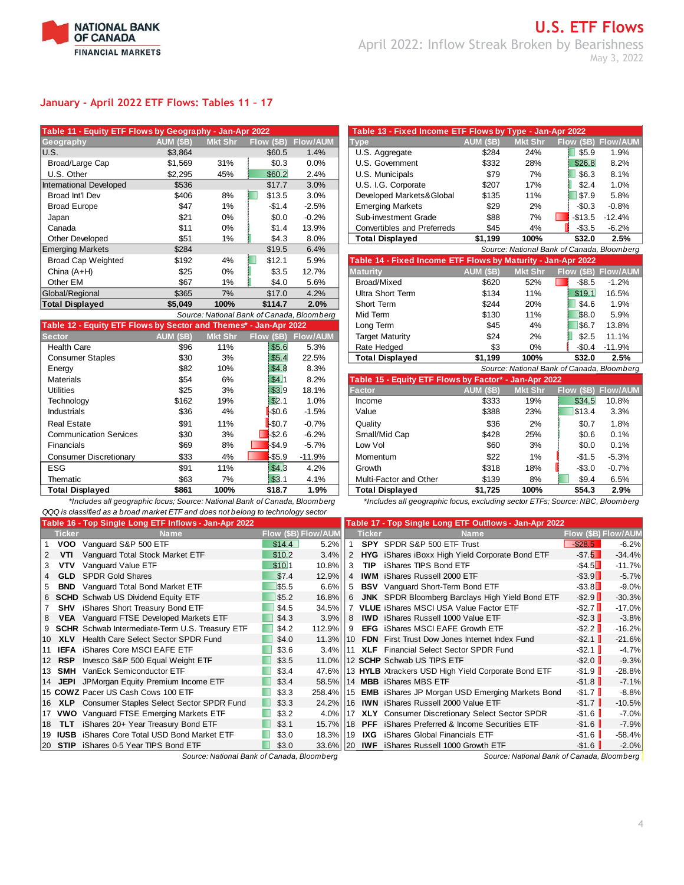## January - April 2022 ETF Flows: Tables 11 - 17

**Table 11 - Equity ETF Flows by Geography - Jan-Apr 2022**

| Geography | AUM ($B) | Mkt Shr | Flow ($B) | Flow/AUM |
|---|---|---|---|---|
| U.S. | $3,864 | | $60.5 | 1.4% |
| Broad/Large Cap | $1,569 | 31% | $0.3 | 0.0% |
| U.S. Other | $2,295 | 45% | $60.2 | 2.4% |
| International Developed | $536 | | $17.7 | 3.0% |
| Broad Int'l Dev | $406 | 8% | $13.5 | 3.0% |
| Broad Europe | $47 | 1% | -$1.4 | -2.5% |
| Japan | $21 | 0% | $0.0 | -0.2% |
| Canada | $11 | 0% | $1.4 | 13.9% |
| Other Developed | $51 | 1% | $4.3 | 8.0% |
| Emerging Markets | $284 | | $19.5 | 6.4% |
| Broad Cap Weighted | $192 | 4% | $12.1 | 5.9% |
| China (A+H) | $25 | 0% | $3.5 | 12.7% |
| Other EM | $67 | 1% | $4.0 | 5.6% |
| Global/Regional | $365 | 7% | $17.0 | 4.2% |
| **Total Displayed** | **$5,049** | **100%** | **$114.7** | **2.0%** |

*Source: National Bank of Canada, Bloomberg*

**Table 12 - Equity ETF Flows by Sector and Themes* - Jan-Apr 2022**

| Sector | AUM ($B) | Mkt Shr | Flow ($B) | Flow/AUM |
|---|---|---|---|---|
| Health Care | $96 | 11% | $5.6 | 5.3% |
| Consumer Staples | $30 | 3% | $5.4 | 22.5% |
| Energy | $82 | 10% | $4.8 | 8.3% |
| Materials | $54 | 6% | $4.1 | 8.2% |
| Utilities | $25 | 3% | $3.9 | 18.1% |
| Technology | $162 | 19% | $2.1 | 1.0% |
| Industrials | $36 | 4% | -$0.6 | -1.5% |
| Real Estate | $91 | 11% | -$0.7 | -0.7% |
| Communication Services | $30 | 3% | -$2.6 | -6.2% |
| Financials | $69 | 8% | -$4.9 | -5.7% |
| Consumer Discretionary | $33 | 4% | -$5.9 | -11.9% |
| ESG | $91 | 11% | $4.3 | 4.2% |
| Thematic | $63 | 7% | $3.1 | 4.1% |
| **Total Displayed** | **$861** | **100%** | **$18.7** | **1.9%** |

*\*Includes all geographic focus; Source: National Bank of Canada, Bloomberg*
*QQQ is classified as a broad market ETF and does not belong to technology sector*

**Table 13 - Fixed Income ETF Flows by Type - Jan-Apr 2022**

| Type | AUM ($B) | Mkt Shr | Flow ($B) | Flow/AUM |
|---|---|---|---|---|
| U.S. Aggregate | $284 | 24% | $5.9 | 1.9% |
| U.S. Government | $332 | 28% | $26.8 | 8.2% |
| U.S. Municipals | $79 | 7% | $6.3 | 8.1% |
| U.S. I.G. Corporate | $207 | 17% | $2.4 | 1.0% |
| Developed Markets&Global | $135 | 11% | $7.9 | 5.8% |
| Emerging Markets | $29 | 2% | -$0.3 | -0.8% |
| Sub-investment Grade | $88 | 7% | -$13.5 | -12.4% |
| Convertibles and Preferreds | $45 | 4% | -$3.5 | -6.2% |
| **Total Displayed** | **$1,199** | **100%** | **$32.0** | **2.5%** |

*Source: National Bank of Canada, Bloomberg*

**Table 14 - Fixed Income ETF Flows by Maturity - Jan-Apr 2022**

| Maturity | AUM ($B) | Mkt Shr | Flow ($B) | Flow/AUM |
|---|---|---|---|---|
| Broad/Mixed | $620 | 52% | -$8.5 | -1.2% |
| Ultra Short Term | $134 | 11% | $19.1 | 16.5% |
| Short Term | $244 | 20% | $4.6 | 1.9% |
| Mid Term | $130 | 11% | $8.0 | 5.9% |
| Long Term | $45 | 4% | $6.7 | 13.8% |
| Target Maturity | $24 | 2% | $2.5 | 11.1% |
| Rate Hedged | $3 | 0% | -$0.4 | -11.9% |
| **Total Displayed** | **$1,199** | **100%** | **$32.0** | **2.5%** |

*Source: National Bank of Canada, Bloomberg*

**Table 15 - Equity ETF Flows by Factor* - Jan-Apr 2022**

| Factor | AUM ($B) | Mkt Shr | Flow ($B) | Flow/AUM |
|---|---|---|---|---|
| Income | $333 | 19% | $34.5 | 10.8% |
| Value | $388 | 23% | $13.4 | 3.3% |
| Quality | $36 | 2% | $0.7 | 1.8% |
| Small/Mid Cap | $428 | 25% | $0.6 | 0.1% |
| Low Vol | $60 | 3% | $0.0 | 0.1% |
| Momentum | $22 | 1% | -$1.5 | -5.3% |
| Growth | $318 | 18% | -$3.0 | -0.7% |
| Multi-Factor and Other | $139 | 8% | $9.4 | 6.5% |
| **Total Displayed** | **$1,725** | **100%** | **$54.3** | **2.9%** |

*\*Includes all geographic focus, excluding sector ETFs; Source: NBC, Bloomberg*

**Table 16 - Top Single Long ETF Inflows - Jan-Apr 2022**

| | Ticker | Name | Flow ($B) | Flow/AUM |
|---|---|---|---|---|
| 1 | **VOO** | Vanguard S&P 500 ETF | $14.4 | 5.2% |
| 2 | **VTI** | Vanguard Total Stock Market ETF | $10.2 | 3.4% |
| 3 | **VTV** | Vanguard Value ETF | $10.1 | 10.8% |
| 4 | **GLD** | SPDR Gold Shares | $7.4 | 12.9% |
| 5 | **BND** | Vanguard Total Bond Market ETF | $5.5 | 6.6% |
| 6 | **SCHD** | Schwab US Dividend Equity ETF | $5.2 | 16.8% |
| 7 | **SHV** | iShares Short Treasury Bond ETF | $4.5 | 34.5% |
| 8 | **VEA** | Vanguard FTSE Developed Markets ETF | $4.3 | 3.9% |
| 9 | **SCHR** | Schwab Intermediate-Term U.S. Treasury ETF | $4.2 | 112.9% |
| 10 | **XLV** | Health Care Select Sector SPDR Fund | $4.0 | 11.3% |
| 11 | **IEFA** | iShares Core MSCI EAFE ETF | $3.6 | 3.4% |
| 12 | **RSP** | Invesco S&P 500 Equal Weight ETF | $3.5 | 11.0% |
| 13 | **SMH** | VanEck Semiconductor ETF | $3.4 | 47.6% |
| 14 | **JEPI** | JPMorgan Equity Premium Income ETF | $3.4 | 58.5% |
| 15 | **COWZ** | Pacer US Cash Cows 100 ETF | $3.3 | 258.4% |
| 16 | **XLP** | Consumer Staples Select Sector SPDR Fund | $3.3 | 24.2% |
| 17 | **VWO** | Vanguard FTSE Emerging Markets ETF | $3.2 | 4.0% |
| 18 | **TLT** | iShares 20+ Year Treasury Bond ETF | $3.1 | 15.7% |
| 19 | **IUSB** | iShares Core Total USD Bond Market ETF | $3.0 | 18.3% |
| 20 | **STIP** | iShares 0-5 Year TIPS Bond ETF | $3.0 | 33.6% |

*Source: National Bank of Canada, Bloomberg*

**Table 17 - Top Single Long ETF Outflows - Jan-Apr 2022**

| | Ticker | Name | Flow ($B) | Flow/AUM |
|---|---|---|---|---|
| 1 | **SPY** | SPDR S&P 500 ETF Trust | -$28.5 | -6.2% |
| 2 | **HYG** | iShares iBoxx High Yield Corporate Bond ETF | -$7.5 | -34.4% |
| 3 | **TIP** | iShares TIPS Bond ETF | -$4.5 | -11.7% |
| 4 | **IWM** | iShares Russell 2000 ETF | -$3.9 | -5.7% |
| 5 | **BSV** | Vanguard Short-Term Bond ETF | -$3.8 | -9.0% |
| 6 | **JNK** | SPDR Bloomberg Barclays High Yield Bond ETF | -$2.9 | -30.3% |
| 7 | **VLUE** | iShares MSCI USA Value Factor ETF | -$2.7 | -17.0% |
| 8 | **IWD** | iShares Russell 1000 Value ETF | -$2.3 | -3.8% |
| 9 | **EFG** | iShares MSCI EAFE Growth ETF | -$2.2 | -16.2% |
| 10 | **FDN** | First Trust Dow Jones Internet Index Fund | -$2.1 | -21.6% |
| 11 | **XLF** | Financial Select Sector SPDR Fund | -$2.1 | -4.7% |
| 12 | **SCHP** | Schwab US TIPS ETF | -$2.0 | -9.3% |
| 13 | **HYLB** | Xtrackers USD High Yield Corporate Bond ETF | -$1.9 | -28.8% |
| 14 | **MBB** | iShares MBS ETF | -$1.8 | -7.1% |
| 15 | **EMB** | iShares JP Morgan USD Emerging Markets Bond | -$1.7 | -8.8% |
| 16 | **IWN** | iShares Russell 2000 Value ETF | -$1.7 | -10.5% |
| 17 | **XLY** | Consumer Discretionary Select Sector SPDR | -$1.6 | -7.0% |
| 18 | **PFF** | iShares Preferred & Income Securities ETF | -$1.6 | -7.9% |
| 19 | **IXG** | iShares Global Financials ETF | -$1.6 | -58.4% |
| 20 | **IWF** | iShares Russell 1000 Growth ETF | -$1.6 | -2.0% |

*Source: National Bank of Canada, Bloomberg*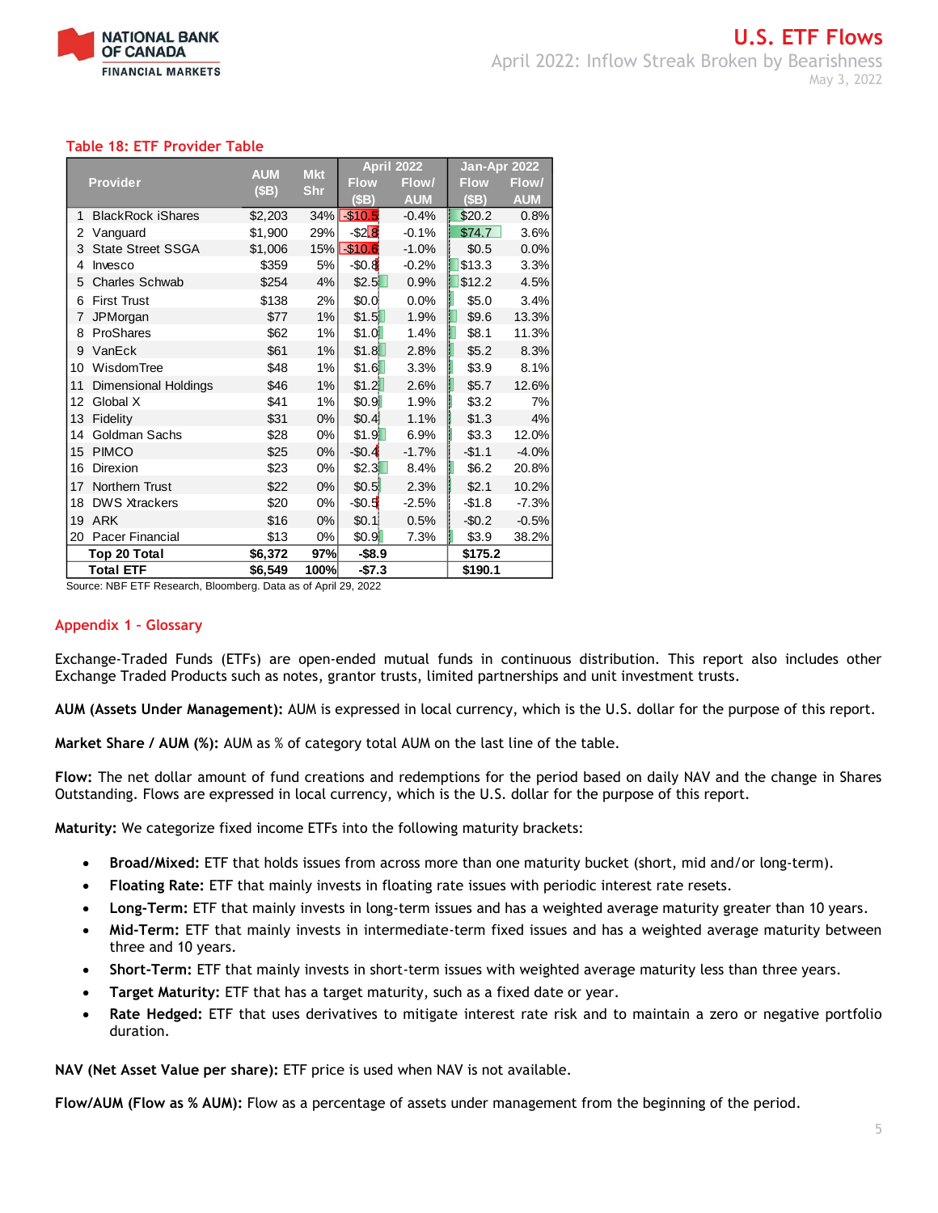### Table 18: ETF Provider Table

| | Provider | AUM ($B) | Mkt Shr | April 2022 | | Jan-Apr 2022 | |
|---|---|---|---|---|---|---|---|
| | | | | Flow ($B) | Flow/ AUM | Flow ($B) | Flow/ AUM |
| 1 | BlackRock iShares | $2,203 | 34% | -$10.5 | -0.4% | $20.2 | 0.8% |
| 2 | Vanguard | $1,900 | 29% | -$2.8 | -0.1% | $74.7 | 3.6% |
| 3 | State Street SSGA | $1,006 | 15% | -$10.6 | -1.0% | $0.5 | 0.0% |
| 4 | Invesco | $359 | 5% | -$0.8 | -0.2% | $13.3 | 3.3% |
| 5 | Charles Schwab | $254 | 4% | $2.5 | 0.9% | $12.2 | 4.5% |
| 6 | First Trust | $138 | 2% | $0.0 | 0.0% | $5.0 | 3.4% |
| 7 | JPMorgan | $77 | 1% | $1.5 | 1.9% | $9.6 | 13.3% |
| 8 | ProShares | $62 | 1% | $1.0 | 1.4% | $8.1 | 11.3% |
| 9 | VanEck | $61 | 1% | $1.8 | 2.8% | $5.2 | 8.3% |
| 10 | WisdomTree | $48 | 1% | $1.6 | 3.3% | $3.9 | 8.1% |
| 11 | Dimensional Holdings | $46 | 1% | $1.2 | 2.6% | $5.7 | 12.6% |
| 12 | Global X | $41 | 1% | $0.9 | 1.9% | $3.2 | 7% |
| 13 | Fidelity | $31 | 0% | $0.4 | 1.1% | $1.3 | 4% |
| 14 | Goldman Sachs | $28 | 0% | $1.9 | 6.9% | $3.3 | 12.0% |
| 15 | PIMCO | $25 | 0% | -$0.4 | -1.7% | -$1.1 | -4.0% |
| 16 | Direxion | $23 | 0% | $2.3 | 8.4% | $6.2 | 20.8% |
| 17 | Northern Trust | $22 | 0% | $0.5 | 2.3% | $2.1 | 10.2% |
| 18 | DWS Xtrackers | $20 | 0% | -$0.5 | -2.5% | -$1.8 | -7.3% |
| 19 | ARK | $16 | 0% | $0.1 | 0.5% | -$0.2 | -0.5% |
| 20 | Pacer Financial | $13 | 0% | $0.9 | 7.3% | $3.9 | 38.2% |
| | **Top 20 Total** | **$6,372** | **97%** | **-$8.9** | | **$175.2** | |
| | **Total ETF** | **$6,549** | **100%** | **-$7.3** | | **$190.1** | |

Source: NBF ETF Research, Bloomberg. Data as of April 29, 2022

## Appendix 1 – Glossary

Exchange-Traded Funds (ETFs) are open-ended mutual funds in continuous distribution. This report also includes other Exchange Traded Products such as notes, grantor trusts, limited partnerships and unit investment trusts.

**AUM (Assets Under Management):** AUM is expressed in local currency, which is the U.S. dollar for the purpose of this report.

**Market Share / AUM (%):** AUM as % of category total AUM on the last line of the table.

**Flow:** The net dollar amount of fund creations and redemptions for the period based on daily NAV and the change in Shares Outstanding. Flows are expressed in local currency, which is the U.S. dollar for the purpose of this report.

**Maturity:** We categorize fixed income ETFs into the following maturity brackets:

- **Broad/Mixed:** ETF that holds issues from across more than one maturity bucket (short, mid and/or long-term).
- **Floating Rate:** ETF that mainly invests in floating rate issues with periodic interest rate resets.
- **Long-Term:** ETF that mainly invests in long-term issues and has a weighted average maturity greater than 10 years.
- **Mid-Term:** ETF that mainly invests in intermediate-term fixed issues and has a weighted average maturity between three and 10 years.
- **Short-Term:** ETF that mainly invests in short-term issues with weighted average maturity less than three years.
- **Target Maturity:** ETF that has a target maturity, such as a fixed date or year.
- **Rate Hedged:** ETF that uses derivatives to mitigate interest rate risk and to maintain a zero or negative portfolio duration.

**NAV (Net Asset Value per share):** ETF price is used when NAV is not available.

**Flow/AUM (Flow as % AUM):** Flow as a percentage of assets under management from the beginning of the period.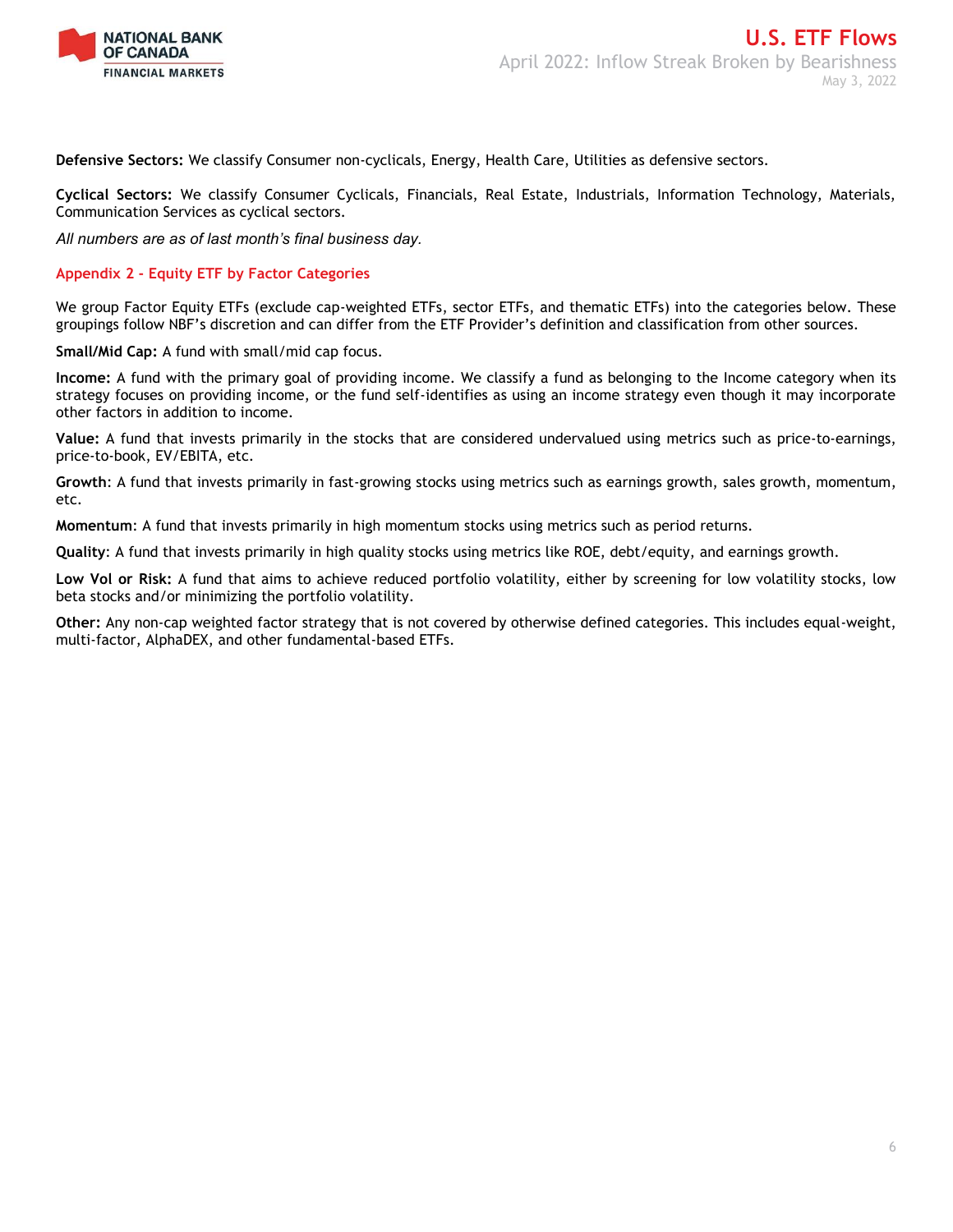**Defensive Sectors:** We classify Consumer non-cyclicals, Energy, Health Care, Utilities as defensive sectors.

**Cyclical Sectors:** We classify Consumer Cyclicals, Financials, Real Estate, Industrials, Information Technology, Materials, Communication Services as cyclical sectors.

*All numbers are as of last month's final business day.*

## Appendix 2 - Equity ETF by Factor Categories

We group Factor Equity ETFs (exclude cap-weighted ETFs, sector ETFs, and thematic ETFs) into the categories below. These groupings follow NBF's discretion and can differ from the ETF Provider's definition and classification from other sources.

**Small/Mid Cap:** A fund with small/mid cap focus.

**Income:** A fund with the primary goal of providing income. We classify a fund as belonging to the Income category when its strategy focuses on providing income, or the fund self-identifies as using an income strategy even though it may incorporate other factors in addition to income.

**Value:** A fund that invests primarily in the stocks that are considered undervalued using metrics such as price-to-earnings, price-to-book, EV/EBITA, etc.

**Growth**: A fund that invests primarily in fast-growing stocks using metrics such as earnings growth, sales growth, momentum, etc.

**Momentum**: A fund that invests primarily in high momentum stocks using metrics such as period returns.

**Quality**: A fund that invests primarily in high quality stocks using metrics like ROE, debt/equity, and earnings growth.

**Low Vol or Risk:** A fund that aims to achieve reduced portfolio volatility, either by screening for low volatility stocks, low beta stocks and/or minimizing the portfolio volatility.

**Other:** Any non-cap weighted factor strategy that is not covered by otherwise defined categories. This includes equal-weight, multi-factor, AlphaDEX, and other fundamental-based ETFs.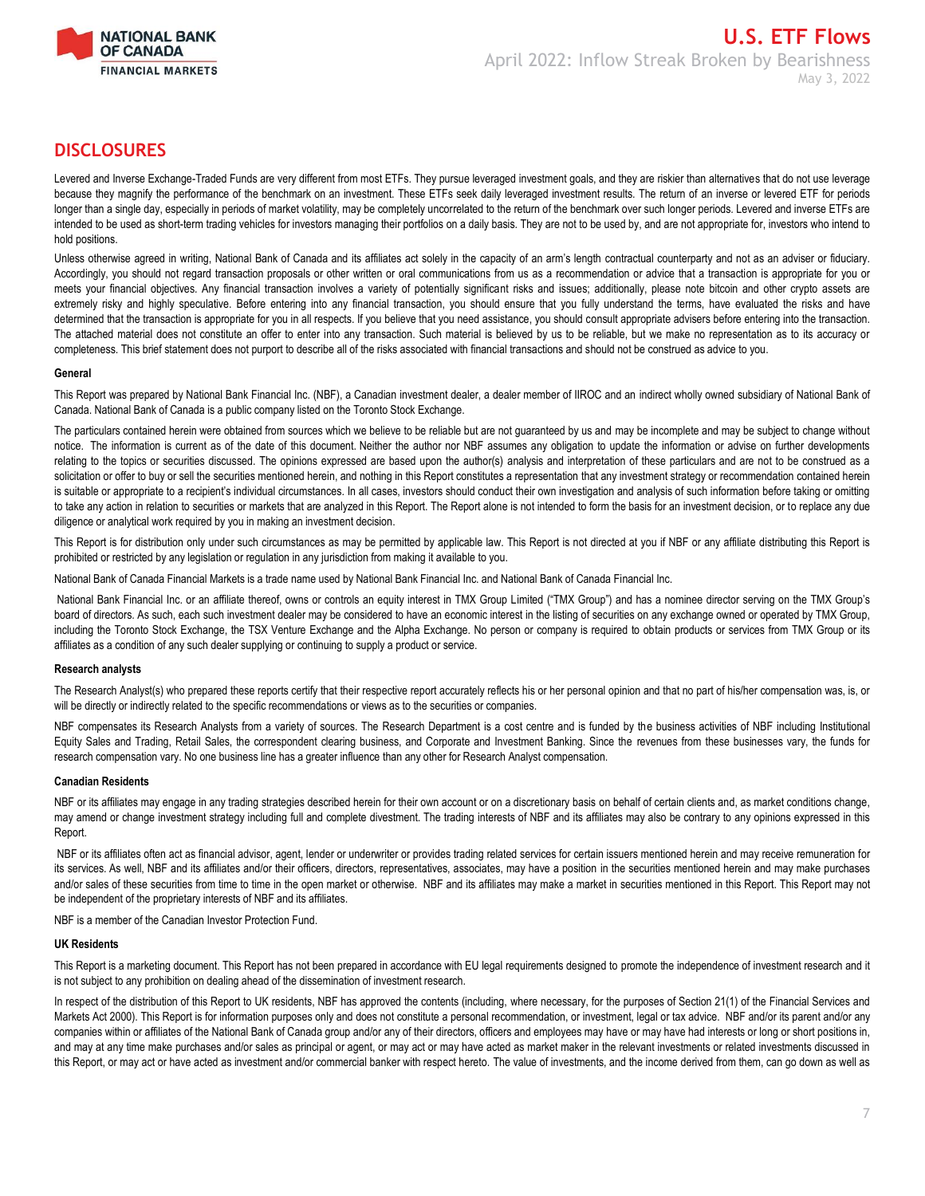## DISCLOSURES

Levered and Inverse Exchange-Traded Funds are very different from most ETFs. They pursue leveraged investment goals, and they are riskier than alternatives that do not use leverage because they magnify the performance of the benchmark on an investment. These ETFs seek daily leveraged investment results. The return of an inverse or levered ETF for periods longer than a single day, especially in periods of market volatility, may be completely uncorrelated to the return of the benchmark over such longer periods. Levered and inverse ETFs are intended to be used as short-term trading vehicles for investors managing their portfolios on a daily basis. They are not to be used by, and are not appropriate for, investors who intend to hold positions.

Unless otherwise agreed in writing, National Bank of Canada and its affiliates act solely in the capacity of an arm's length contractual counterparty and not as an adviser or fiduciary. Accordingly, you should not regard transaction proposals or other written or oral communications from us as a recommendation or advice that a transaction is appropriate for you or meets your financial objectives. Any financial transaction involves a variety of potentially significant risks and issues; additionally, please note bitcoin and other crypto assets are extremely risky and highly speculative. Before entering into any financial transaction, you should ensure that you fully understand the terms, have evaluated the risks and have determined that the transaction is appropriate for you in all respects. If you believe that you need assistance, you should consult appropriate advisers before entering into the transaction. The attached material does not constitute an offer to enter into any transaction. Such material is believed by us to be reliable, but we make no representation as to its accuracy or completeness. This brief statement does not purport to describe all of the risks associated with financial transactions and should not be construed as advice to you.

**General**

This Report was prepared by National Bank Financial Inc. (NBF), a Canadian investment dealer, a dealer member of IIROC and an indirect wholly owned subsidiary of National Bank of Canada. National Bank of Canada is a public company listed on the Toronto Stock Exchange.

The particulars contained herein were obtained from sources which we believe to be reliable but are not guaranteed by us and may be incomplete and may be subject to change without notice. The information is current as of the date of this document. Neither the author nor NBF assumes any obligation to update the information or advise on further developments relating to the topics or securities discussed. The opinions expressed are based upon the author(s) analysis and interpretation of these particulars and are not to be construed as a solicitation or offer to buy or sell the securities mentioned herein, and nothing in this Report constitutes a representation that any investment strategy or recommendation contained herein is suitable or appropriate to a recipient's individual circumstances. In all cases, investors should conduct their own investigation and analysis of such information before taking or omitting to take any action in relation to securities or markets that are analyzed in this Report. The Report alone is not intended to form the basis for an investment decision, or to replace any due diligence or analytical work required by you in making an investment decision.

This Report is for distribution only under such circumstances as may be permitted by applicable law. This Report is not directed at you if NBF or any affiliate distributing this Report is prohibited or restricted by any legislation or regulation in any jurisdiction from making it available to you.

National Bank of Canada Financial Markets is a trade name used by National Bank Financial Inc. and National Bank of Canada Financial Inc.

National Bank Financial Inc. or an affiliate thereof, owns or controls an equity interest in TMX Group Limited ("TMX Group") and has a nominee director serving on the TMX Group's board of directors. As such, each such investment dealer may be considered to have an economic interest in the listing of securities on any exchange owned or operated by TMX Group, including the Toronto Stock Exchange, the TSX Venture Exchange and the Alpha Exchange. No person or company is required to obtain products or services from TMX Group or its affiliates as a condition of any such dealer supplying or continuing to supply a product or service.

**Research analysts**

The Research Analyst(s) who prepared these reports certify that their respective report accurately reflects his or her personal opinion and that no part of his/her compensation was, is, or will be directly or indirectly related to the specific recommendations or views as to the securities or companies.

NBF compensates its Research Analysts from a variety of sources. The Research Department is a cost centre and is funded by the business activities of NBF including Institutional Equity Sales and Trading, Retail Sales, the correspondent clearing business, and Corporate and Investment Banking. Since the revenues from these businesses vary, the funds for research compensation vary. No one business line has a greater influence than any other for Research Analyst compensation.

**Canadian Residents**

NBF or its affiliates may engage in any trading strategies described herein for their own account or on a discretionary basis on behalf of certain clients and, as market conditions change, may amend or change investment strategy including full and complete divestment. The trading interests of NBF and its affiliates may also be contrary to any opinions expressed in this Report.

NBF or its affiliates often act as financial advisor, agent, lender or underwriter or provides trading related services for certain issuers mentioned herein and may receive remuneration for its services. As well, NBF and its affiliates and/or their officers, directors, representatives, associates, may have a position in the securities mentioned herein and may make purchases and/or sales of these securities from time to time in the open market or otherwise. NBF and its affiliates may make a market in securities mentioned in this Report. This Report may not be independent of the proprietary interests of NBF and its affiliates.

NBF is a member of the Canadian Investor Protection Fund.

**UK Residents**

This Report is a marketing document. This Report has not been prepared in accordance with EU legal requirements designed to promote the independence of investment research and it is not subject to any prohibition on dealing ahead of the dissemination of investment research.

In respect of the distribution of this Report to UK residents, NBF has approved the contents (including, where necessary, for the purposes of Section 21(1) of the Financial Services and Markets Act 2000). This Report is for information purposes only and does not constitute a personal recommendation, or investment, legal or tax advice. NBF and/or its parent and/or any companies within or affiliates of the National Bank of Canada group and/or any of their directors, officers and employees may have or may have had interests or long or short positions in, and may at any time make purchases and/or sales as principal or agent, or may act or may have acted as market maker in the relevant investments or related investments discussed in this Report, or may act or have acted as investment and/or commercial banker with respect hereto. The value of investments, and the income derived from them, can go down as well as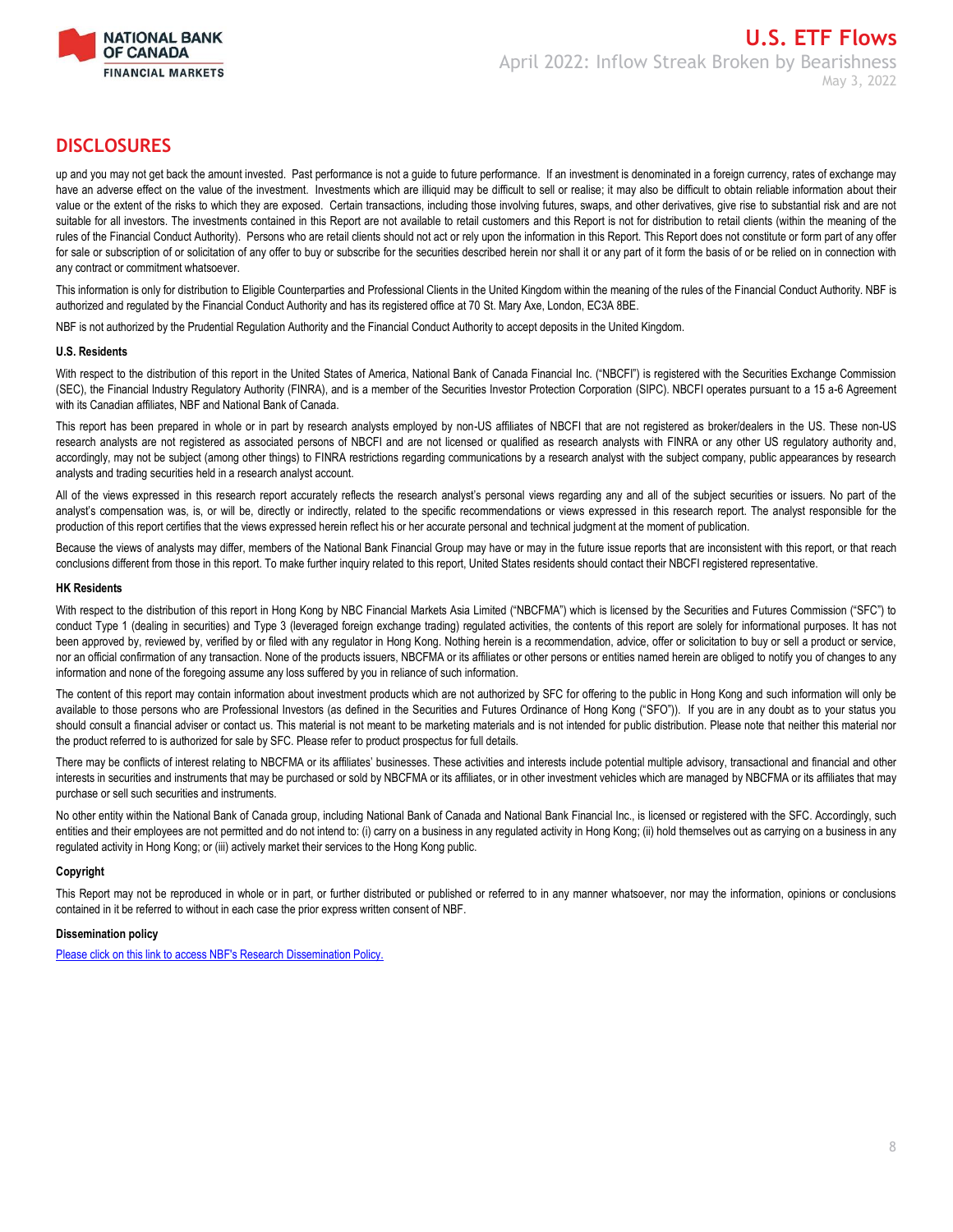## DISCLOSURES

up and you may not get back the amount invested. Past performance is not a guide to future performance. If an investment is denominated in a foreign currency, rates of exchange may have an adverse effect on the value of the investment. Investments which are illiquid may be difficult to sell or realise; it may also be difficult to obtain reliable information about their value or the extent of the risks to which they are exposed. Certain transactions, including those involving futures, swaps, and other derivatives, give rise to substantial risk and are not suitable for all investors. The investments contained in this Report are not available to retail customers and this Report is not for distribution to retail clients (within the meaning of the rules of the Financial Conduct Authority). Persons who are retail clients should not act or rely upon the information in this Report. This Report does not constitute or form part of any offer for sale or subscription of or solicitation of any offer to buy or subscribe for the securities described herein nor shall it or any part of it form the basis of or be relied on in connection with any contract or commitment whatsoever.

This information is only for distribution to Eligible Counterparties and Professional Clients in the United Kingdom within the meaning of the rules of the Financial Conduct Authority. NBF is authorized and regulated by the Financial Conduct Authority and has its registered office at 70 St. Mary Axe, London, EC3A 8BE.

NBF is not authorized by the Prudential Regulation Authority and the Financial Conduct Authority to accept deposits in the United Kingdom.

**U.S. Residents**

With respect to the distribution of this report in the United States of America, National Bank of Canada Financial Inc. ("NBCFI") is registered with the Securities Exchange Commission (SEC), the Financial Industry Regulatory Authority (FINRA), and is a member of the Securities Investor Protection Corporation (SIPC). NBCFI operates pursuant to a 15 a-6 Agreement with its Canadian affiliates, NBF and National Bank of Canada.

This report has been prepared in whole or in part by research analysts employed by non-US affiliates of NBCFI that are not registered as broker/dealers in the US. These non-US research analysts are not registered as associated persons of NBCFI and are not licensed or qualified as research analysts with FINRA or any other US regulatory authority and, accordingly, may not be subject (among other things) to FINRA restrictions regarding communications by a research analyst with the subject company, public appearances by research analysts and trading securities held in a research analyst account.

All of the views expressed in this research report accurately reflects the research analyst's personal views regarding any and all of the subject securities or issuers. No part of the analyst's compensation was, is, or will be, directly or indirectly, related to the specific recommendations or views expressed in this research report. The analyst responsible for the production of this report certifies that the views expressed herein reflect his or her accurate personal and technical judgment at the moment of publication.

Because the views of analysts may differ, members of the National Bank Financial Group may have or may in the future issue reports that are inconsistent with this report, or that reach conclusions different from those in this report. To make further inquiry related to this report, United States residents should contact their NBCFI registered representative.

**HK Residents**

With respect to the distribution of this report in Hong Kong by NBC Financial Markets Asia Limited ("NBCFMA") which is licensed by the Securities and Futures Commission ("SFC") to conduct Type 1 (dealing in securities) and Type 3 (leveraged foreign exchange trading) regulated activities, the contents of this report are solely for informational purposes. It has not been approved by, reviewed by, verified by or filed with any regulator in Hong Kong. Nothing herein is a recommendation, advice, offer or solicitation to buy or sell a product or service, nor an official confirmation of any transaction. None of the products issuers, NBCFMA or its affiliates or other persons or entities named herein are obliged to notify you of changes to any information and none of the foregoing assume any loss suffered by you in reliance of such information.

The content of this report may contain information about investment products which are not authorized by SFC for offering to the public in Hong Kong and such information will only be available to those persons who are Professional Investors (as defined in the Securities and Futures Ordinance of Hong Kong ("SFO")). If you are in any doubt as to your status you should consult a financial adviser or contact us. This material is not meant to be marketing materials and is not intended for public distribution. Please note that neither this material nor the product referred to is authorized for sale by SFC. Please refer to product prospectus for full details.

There may be conflicts of interest relating to NBCFMA or its affiliates' businesses. These activities and interests include potential multiple advisory, transactional and financial and other interests in securities and instruments that may be purchased or sold by NBCFMA or its affiliates, or in other investment vehicles which are managed by NBCFMA or its affiliates that may purchase or sell such securities and instruments.

No other entity within the National Bank of Canada group, including National Bank of Canada and National Bank Financial Inc., is licensed or registered with the SFC. Accordingly, such entities and their employees are not permitted and do not intend to: (i) carry on a business in any regulated activity in Hong Kong; (ii) hold themselves out as carrying on a business in any regulated activity in Hong Kong; or (iii) actively market their services to the Hong Kong public.

**Copyright**

This Report may not be reproduced in whole or in part, or further distributed or published or referred to in any manner whatsoever, nor may the information, opinions or conclusions contained in it be referred to without in each case the prior express written consent of NBF.

**Dissemination policy**

Please click on this link to access NBF's Research Dissemination Policy.